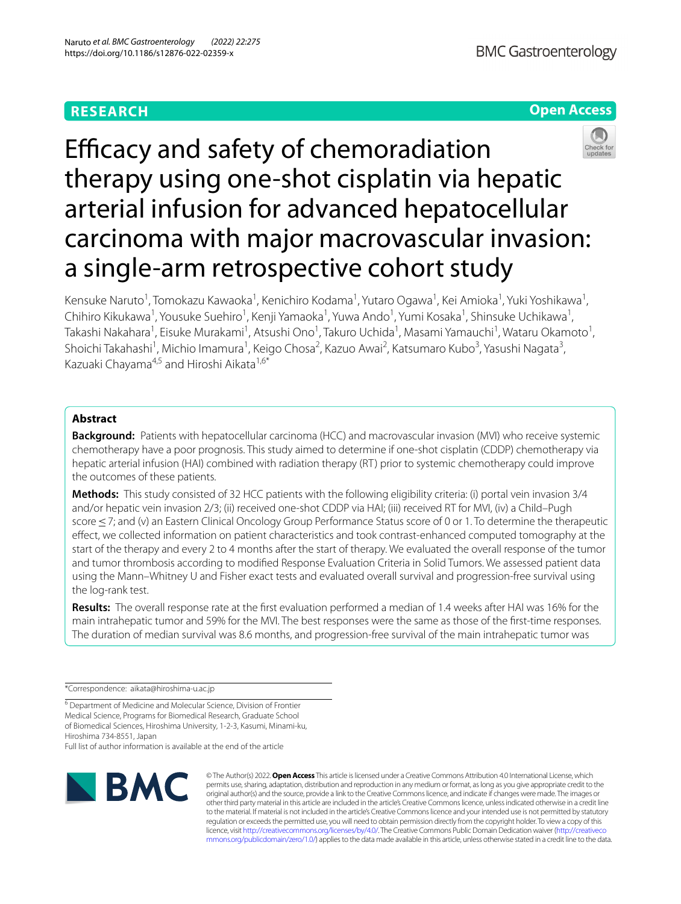RESEARCH

Open Access

# Efficacy and safety of chemoradiation therapy using one-shot cisplatin via hepatic arterial infusion for advanced hepatocellular carcinoma with major macrovascular invasion: a single-arm retrospective cohort study

Kensuke Naruto[1], Tomokazu Kawaoka[1], Kenichiro Kodama[1], Yutaro Ogawa[1], Kei Amioka[1], Yuki Yoshikawa[1], Chihiro Kikukawa[1], Yousuke Suehiro[1], Kenji Yamaoka[1], Yuwa Ando[1], Yumi Kosaka[1], Shinsuke Uchikawa[1], Takashi Nakahara[1], Eisuke Murakami[1], Atsushi Ono[1], Takuro Uchida[1], Masami Yamauchi[1], Wataru Okamoto[1], Shoichi Takahashi[1], Michio Imamura[1], Keigo Chosa[2], Kazuo Awai[2], Katsumaro Kubo[3], Yasushi Nagata[3], Kazuaki Chayama[4,5] and Hiroshi Aikata[1,6*]

## Abstract

**Background:** Patients with hepatocellular carcinoma (HCC) and macrovascular invasion (MVI) who receive systemic chemotherapy have a poor prognosis. This study aimed to determine if one-shot cisplatin (CDDP) chemotherapy via hepatic arterial infusion (HAI) combined with radiation therapy (RT) prior to systemic chemotherapy could improve the outcomes of these patients.

**Methods:** This study consisted of 32 HCC patients with the following eligibility criteria: (i) portal vein invasion 3/4 and/or hepatic vein invasion 2/3; (ii) received one-shot CDDP via HAI; (iii) received RT for MVI, (iv) a Child–Pugh score $\leq 7$; and (v) an Eastern Clinical Oncology Group Performance Status score of 0 or 1. To determine the therapeutic effect, we collected information on patient characteristics and took contrast-enhanced computed tomography at the start of the therapy and every 2 to 4 months after the start of therapy. We evaluated the overall response of the tumor and tumor thrombosis according to modified Response Evaluation Criteria in Solid Tumors. We assessed patient data using the Mann–Whitney U and Fisher exact tests and evaluated overall survival and progression-free survival using the log-rank test.

**Results:** The overall response rate at the first evaluation performed a median of 1.4 weeks after HAI was 16% for the main intrahepatic tumor and 59% for the MVI. The best responses were the same as those of the first-time responses. The duration of median survival was 8.6 months, and progression-free survival of the main intrahepatic tumor was

---

*Correspondence: aikata@hiroshima-u.ac.jp

[6] Department of Medicine and Molecular Science, Division of Frontier Medical Science, Programs for Biomedical Research, Graduate School of Biomedical Sciences, Hiroshima University, 1-2-3, Kasumi, Minami-ku, Hiroshima 734-8551, Japan

Full list of author information is available at the end of the article

© The Author(s) 2022. **Open Access** This article is licensed under a Creative Commons Attribution 4.0 International License, which permits use, sharing, adaptation, distribution and reproduction in any medium or format, as long as you give appropriate credit to the original author(s) and the source, provide a link to the Creative Commons licence, and indicate if changes were made. The images or other third party material in this article are included in the article's Creative Commons licence, unless indicated otherwise in a credit line to the material. If material is not included in the article's Creative Commons licence and your intended use is not permitted by statutory regulation or exceeds the permitted use, you will need to obtain permission directly from the copyright holder. To view a copy of this licence, visit http://creativecommons.org/licenses/by/4.0/. The Creative Commons Public Domain Dedication waiver (http://creativecommons.org/publicdomain/zero/1.0/) applies to the data made available in this article, unless otherwise stated in a credit line to the data.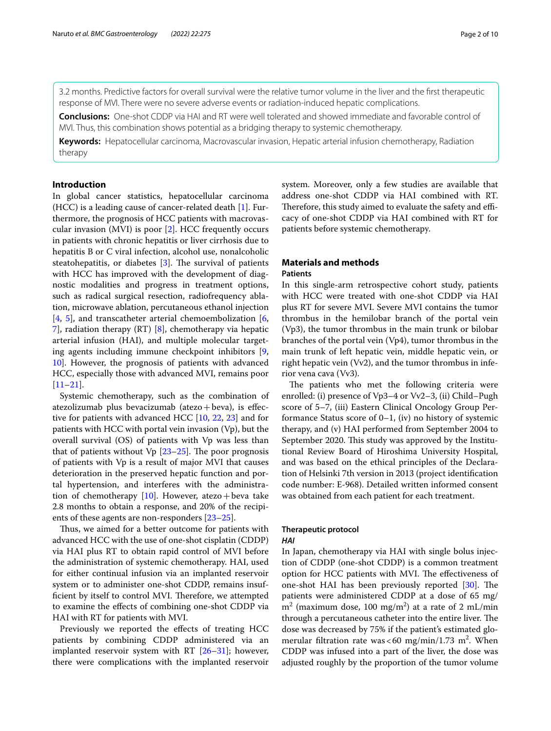3.2 months. Predictive factors for overall survival were the relative tumor volume in the liver and the first therapeutic response of MVI. There were no severe adverse events or radiation-induced hepatic complications.

**Conclusions:** One-shot CDDP via HAI and RT were well tolerated and showed immediate and favorable control of MVI. Thus, this combination shows potential as a bridging therapy to systemic chemotherapy.

**Keywords:** Hepatocellular carcinoma, Macrovascular invasion, Hepatic arterial infusion chemotherapy, Radiation therapy

## Introduction

In global cancer statistics, hepatocellular carcinoma (HCC) is a leading cause of cancer-related death [1]. Furthermore, the prognosis of HCC patients with macrovascular invasion (MVI) is poor [2]. HCC frequently occurs in patients with chronic hepatitis or liver cirrhosis due to hepatitis B or C viral infection, alcohol use, nonalcoholic steatohepatitis, or diabetes [3]. The survival of patients with HCC has improved with the development of diagnostic modalities and progress in treatment options, such as radical surgical resection, radiofrequency ablation, microwave ablation, percutaneous ethanol injection [4, 5], and transcatheter arterial chemoembolization [6, 7], radiation therapy (RT) [8], chemotherapy via hepatic arterial infusion (HAI), and multiple molecular targeting agents including immune checkpoint inhibitors [9, 10]. However, the prognosis of patients with advanced HCC, especially those with advanced MVI, remains poor [11–21].

Systemic chemotherapy, such as the combination of atezolizumab plus bevacizumab (atezo + beva), is effective for patients with advanced HCC [10, 22, 23] and for patients with HCC with portal vein invasion (Vp), but the overall survival (OS) of patients with Vp was less than that of patients without Vp [23–25]. The poor prognosis of patients with Vp is a result of major MVI that causes deterioration in the preserved hepatic function and portal hypertension, and interferes with the administration of chemotherapy [10]. However, atezo + beva take 2.8 months to obtain a response, and 20% of the recipients of these agents are non-responders [23–25].

Thus, we aimed for a better outcome for patients with advanced HCC with the use of one-shot cisplatin (CDDP) via HAI plus RT to obtain rapid control of MVI before the administration of systemic chemotherapy. HAI, used for either continual infusion via an implanted reservoir system or to administer one-shot CDDP, remains insufficient by itself to control MVI. Therefore, we attempted to examine the effects of combining one-shot CDDP via HAI with RT for patients with MVI.

Previously we reported the effects of treating HCC patients by combining CDDP administered via an implanted reservoir system with RT [26–31]; however, there were complications with the implanted reservoir system. Moreover, only a few studies are available that address one-shot CDDP via HAI combined with RT. Therefore, this study aimed to evaluate the safety and efficacy of one-shot CDDP via HAI combined with RT for patients before systemic chemotherapy.

## Materials and methods

### Patients

In this single-arm retrospective cohort study, patients with HCC were treated with one-shot CDDP via HAI plus RT for severe MVI. Severe MVI contains the tumor thrombus in the hemilobar branch of the portal vein (Vp3), the tumor thrombus in the main trunk or bilobar branches of the portal vein (Vp4), tumor thrombus in the main trunk of left hepatic vein, middle hepatic vein, or right hepatic vein (Vv2), and the tumor thrombus in inferior vena cava (Vv3).

The patients who met the following criteria were enrolled: (i) presence of Vp3–4 or Vv2–3, (ii) Child–Pugh score of 5–7, (iii) Eastern Clinical Oncology Group Performance Status score of 0–1, (iv) no history of systemic therapy, and (v) HAI performed from September 2004 to September 2020. This study was approved by the Institutional Review Board of Hiroshima University Hospital, and was based on the ethical principles of the Declaration of Helsinki 7th version in 2013 (project identification code number: E-968). Detailed written informed consent was obtained from each patient for each treatment.

### Therapeutic protocol

#### *HAI*

In Japan, chemotherapy via HAI with single bolus injection of CDDP (one-shot CDDP) is a common treatment option for HCC patients with MVI. The effectiveness of one-shot HAI has been previously reported [30]. The patients were administered CDDP at a dose of 65 mg/m$^2$ (maximum dose, 100 mg/m$^2$) at a rate of 2 mL/min through a percutaneous catheter into the entire liver. The dose was decreased by 75% if the patient's estimated glomerular filtration rate was < 60 mg/min/1.73 m$^2$. When CDDP was infused into a part of the liver, the dose was adjusted roughly by the proportion of the tumor volume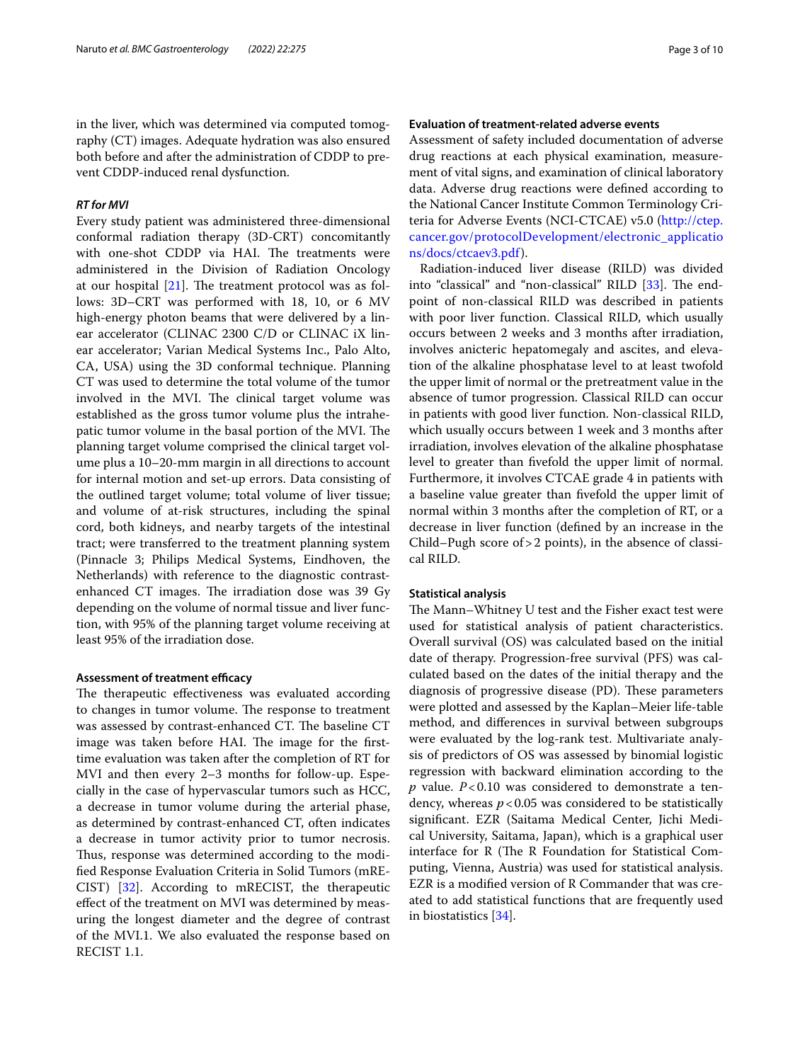in the liver, which was determined via computed tomography (CT) images. Adequate hydration was also ensured both before and after the administration of CDDP to prevent CDDP-induced renal dysfunction.

### *RT for MVI*

Every study patient was administered three-dimensional conformal radiation therapy (3D-CRT) concomitantly with one-shot CDDP via HAI. The treatments were administered in the Division of Radiation Oncology at our hospital [21]. The treatment protocol was as follows: 3D–CRT was performed with 18, 10, or 6 MV high-energy photon beams that were delivered by a linear accelerator (CLINAC 2300 C/D or CLINAC iX linear accelerator; Varian Medical Systems Inc., Palo Alto, CA, USA) using the 3D conformal technique. Planning CT was used to determine the total volume of the tumor involved in the MVI. The clinical target volume was established as the gross tumor volume plus the intrahepatic tumor volume in the basal portion of the MVI. The planning target volume comprised the clinical target volume plus a 10–20-mm margin in all directions to account for internal motion and set-up errors. Data consisting of the outlined target volume; total volume of liver tissue; and volume of at-risk structures, including the spinal cord, both kidneys, and nearby targets of the intestinal tract; were transferred to the treatment planning system (Pinnacle 3; Philips Medical Systems, Eindhoven, the Netherlands) with reference to the diagnostic contrast-enhanced CT images. The irradiation dose was 39 Gy depending on the volume of normal tissue and liver function, with 95% of the planning target volume receiving at least 95% of the irradiation dose.

### Assessment of treatment efficacy

The therapeutic effectiveness was evaluated according to changes in tumor volume. The response to treatment was assessed by contrast-enhanced CT. The baseline CT image was taken before HAI. The image for the first-time evaluation was taken after the completion of RT for MVI and then every 2–3 months for follow-up. Especially in the case of hypervascular tumors such as HCC, a decrease in tumor volume during the arterial phase, as determined by contrast-enhanced CT, often indicates a decrease in tumor activity prior to tumor necrosis. Thus, response was determined according to the modified Response Evaluation Criteria in Solid Tumors (mRECIST) [32]. According to mRECIST, the therapeutic effect of the treatment on MVI was determined by measuring the longest diameter and the degree of contrast of the MVI.1. We also evaluated the response based on RECIST 1.1.

### Evaluation of treatment-related adverse events

Assessment of safety included documentation of adverse drug reactions at each physical examination, measurement of vital signs, and examination of clinical laboratory data. Adverse drug reactions were defined according to the National Cancer Institute Common Terminology Criteria for Adverse Events (NCI-CTCAE) v5.0 (http://ctep.cancer.gov/protocolDevelopment/electronic_applications/docs/ctcaev3.pdf).

Radiation-induced liver disease (RILD) was divided into "classical" and "non-classical" RILD [33]. The endpoint of non-classical RILD was described in patients with poor liver function. Classical RILD, which usually occurs between 2 weeks and 3 months after irradiation, involves anicteric hepatomegaly and ascites, and elevation of the alkaline phosphatase level to at least twofold the upper limit of normal or the pretreatment value in the absence of tumor progression. Classical RILD can occur in patients with good liver function. Non-classical RILD, which usually occurs between 1 week and 3 months after irradiation, involves elevation of the alkaline phosphatase level to greater than fivefold the upper limit of normal. Furthermore, it involves CTCAE grade 4 in patients with a baseline value greater than fivefold the upper limit of normal within 3 months after the completion of RT, or a decrease in liver function (defined by an increase in the Child–Pugh score of > 2 points), in the absence of classical RILD.

### Statistical analysis

The Mann–Whitney U test and the Fisher exact test were used for statistical analysis of patient characteristics. Overall survival (OS) was calculated based on the initial date of therapy. Progression-free survival (PFS) was calculated based on the dates of the initial therapy and the diagnosis of progressive disease (PD). These parameters were plotted and assessed by the Kaplan–Meier life-table method, and differences in survival between subgroups were evaluated by the log-rank test. Multivariate analysis of predictors of OS was assessed by binomial logistic regression with backward elimination according to the $p$ value. $P < 0.10$ was considered to demonstrate a tendency, whereas $p < 0.05$ was considered to be statistically significant. EZR (Saitama Medical Center, Jichi Medical University, Saitama, Japan), which is a graphical user interface for R (The R Foundation for Statistical Computing, Vienna, Austria) was used for statistical analysis. EZR is a modified version of R Commander that was created to add statistical functions that are frequently used in biostatistics [34].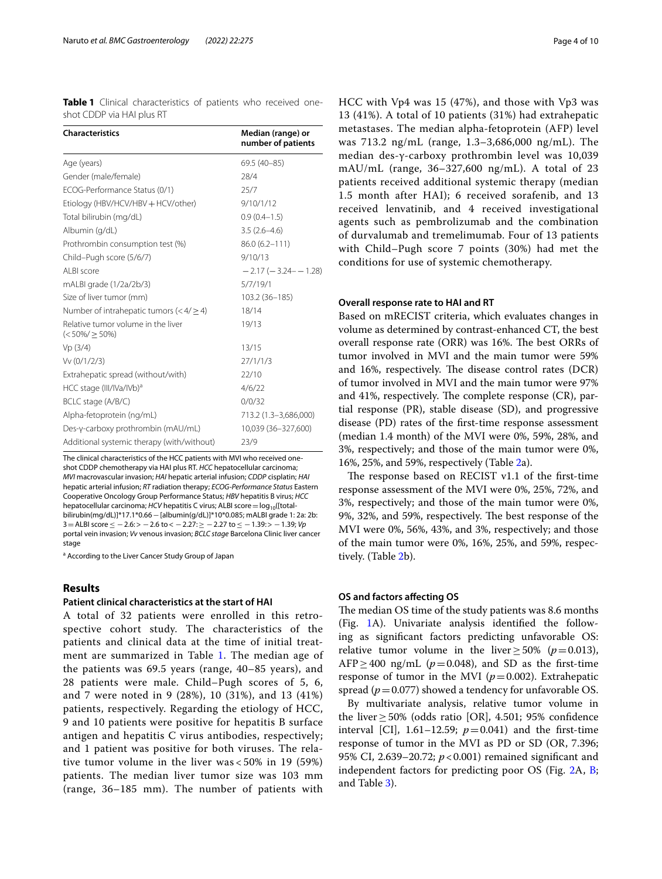**Table 1** Clinical characteristics of patients who received one-shot CDDP via HAI plus RT

| Characteristics | Median (range) or number of patients |
|---|---|
| Age (years) | 69.5 (40–85) |
| Gender (male/female) | 28/4 |
| ECOG-Performance Status (0/1) | 25/7 |
| Etiology (HBV/HCV/HBV + HCV/other) | 9/10/1/12 |
| Total bilirubin (mg/dL) | 0.9 (0.4–1.5) |
| Albumin (g/dL) | 3.5 (2.6–4.6) |
| Prothrombin consumption test (%) | 86.0 (6.2–111) |
| Child–Pugh score (5/6/7) | 9/10/13 |
| ALBI score | −2.17 (−3.24–−1.28) |
| mALBI grade (1/2a/2b/3) | 5/7/19/1 |
| Size of liver tumor (mm) | 103.2 (36–185) |
| Number of intrahepatic tumors (< 4/ ≥ 4) | 18/14 |
| Relative tumor volume in the liver (< 50%/ ≥ 50%) | 19/13 |
| Vp (3/4) | 13/15 |
| Vv (0/1/2/3) | 27/1/1/3 |
| Extrahepatic spread (without/with) | 22/10 |
| HCC stage (III/IVa/IVb)[a] | 4/6/22 |
| BCLC stage (A/B/C) | 0/0/32 |
| Alpha-fetoprotein (ng/mL) | 713.2 (1.3–3,686,000) |
| Des-γ-carboxy prothrombin (mAU/mL) | 10,039 (36–327,600) |
| Additional systemic therapy (with/without) | 23/9 |

The clinical characteristics of the HCC patients with MVI who received one-shot CDDP chemotherapy via HAI plus RT. *HCC* hepatocellular carcinoma; *MVI* macrovascular invasion; *HAI* hepatic arterial infusion; *CDDP* cisplatin; *HAI* hepatic arterial infusion; *RT* radiation therapy; *ECOG-Performance Status* Eastern Cooperative Oncology Group Performance Status; *HBV* hepatitis B virus; *HCC* hepatocellular carcinoma; *HCV* hepatitis C virus; ALBI score = $\log_{10}$([total-bilirubin(mg/dL)]*17.1*0.66 − [albumin(g/dL)]*10*0.085; mALBI grade 1: 2a: 2b: 3 = ALBI score ≤ −2.6: > −2.6 to < −2.27: ≥ −2.27 to ≤ −1.39: > −1.39; *Vp* portal vein invasion; *Vv* venous invasion; *BCLC stage* Barcelona Clinic liver cancer stage

[a] According to the Liver Cancer Study Group of Japan

## Results

### Patient clinical characteristics at the start of HAI

A total of 32 patients were enrolled in this retrospective cohort study. The characteristics of the patients and clinical data at the time of initial treatment are summarized in Table 1. The median age of the patients was 69.5 years (range, 40–85 years), and 28 patients were male. Child–Pugh scores of 5, 6, and 7 were noted in 9 (28%), 10 (31%), and 13 (41%) patients, respectively. Regarding the etiology of HCC, 9 and 10 patients were positive for hepatitis B surface antigen and hepatitis C virus antibodies, respectively; and 1 patient was positive for both viruses. The relative tumor volume in the liver was < 50% in 19 (59%) patients. The median liver tumor size was 103 mm (range, 36–185 mm). The number of patients with HCC with Vp4 was 15 (47%), and those with Vp3 was 13 (41%). A total of 10 patients (31%) had extrahepatic metastases. The median alpha-fetoprotein (AFP) level was 713.2 ng/mL (range, 1.3–3,686,000 ng/mL). The median des-γ-carboxy prothrombin level was 10,039 mAU/mL (range, 36–327,600 ng/mL). A total of 23 patients received additional systemic therapy (median 1.5 month after HAI); 6 received sorafenib, and 13 received lenvatinib, and 4 received investigational agents such as pembrolizumab and the combination of durvalumab and tremelimumab. Four of 13 patients with Child–Pugh score 7 points (30%) had met the conditions for use of systemic chemotherapy.

### Overall response rate to HAI and RT

Based on mRECIST criteria, which evaluates changes in volume as determined by contrast-enhanced CT, the best overall response rate (ORR) was 16%. The best ORRs of tumor involved in MVI and the main tumor were 59% and 16%, respectively. The disease control rates (DCR) of tumor involved in MVI and the main tumor were 97% and 41%, respectively. The complete response (CR), partial response (PR), stable disease (SD), and progressive disease (PD) rates of the first-time response assessment (median 1.4 month) of the MVI were 0%, 59%, 28%, and 3%, respectively; and those of the main tumor were 0%, 16%, 25%, and 59%, respectively (Table 2a).

The response based on RECIST v1.1 of the first-time response assessment of the MVI were 0%, 25%, 72%, and 3%, respectively; and those of the main tumor were 0%, 9%, 32%, and 59%, respectively. The best response of the MVI were 0%, 56%, 43%, and 3%, respectively; and those of the main tumor were 0%, 16%, 25%, and 59%, respectively. (Table 2b).

### OS and factors affecting OS

The median OS time of the study patients was 8.6 months (Fig. 1A). Univariate analysis identified the following as significant factors predicting unfavorable OS: relative tumor volume in the liver ≥ 50% ($p = 0.013$), AFP ≥ 400 ng/mL ($p = 0.048$), and SD as the first-time response of tumor in the MVI ($p = 0.002$). Extrahepatic spread ($p = 0.077$) showed a tendency for unfavorable OS.

By multivariate analysis, relative tumor volume in the liver ≥ 50% (odds ratio [OR], 4.501; 95% confidence interval [CI], 1.61–12.59; $p = 0.041$) and the first-time response of tumor in the MVI as PD or SD (OR, 7.396; 95% CI, 2.639–20.72; $p < 0.001$) remained significant and independent factors for predicting poor OS (Fig. 2A, B; and Table 3).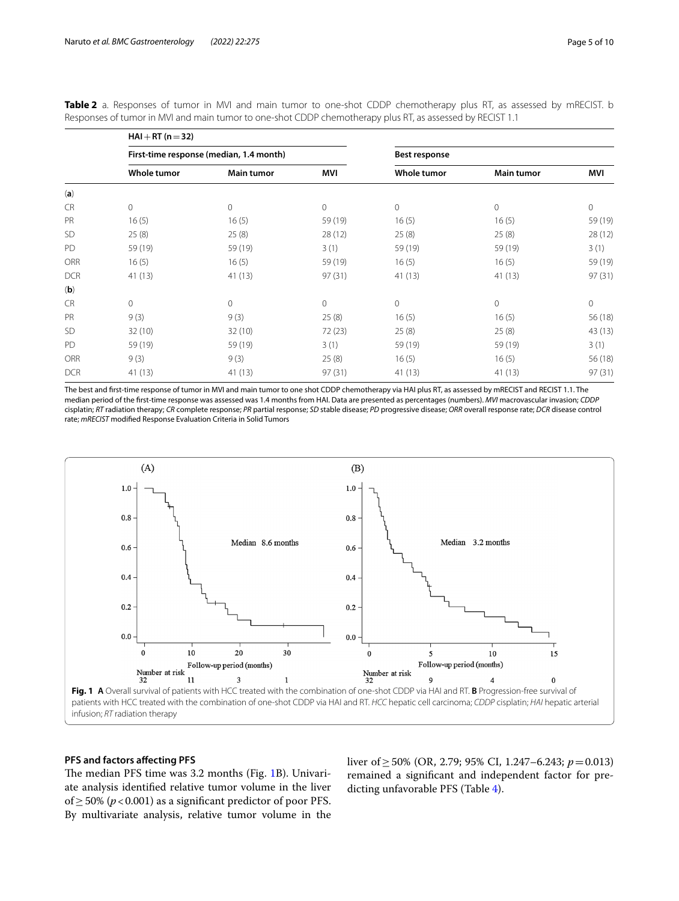**Table 2** a. Responses of tumor in MVI and main tumor to one-shot CDDP chemotherapy plus RT, as assessed by mRECIST. b Responses of tumor in MVI and main tumor to one-shot CDDP chemotherapy plus RT, as assessed by RECIST 1.1

| | HAI + RT (n = 32) | | | | | |
|---|---|---|---|---|---|---|
| | First-time response (median, 1.4 month) | | | Best response | | |
| | Whole tumor | Main tumor | MVI | Whole tumor | Main tumor | MVI |
| (a) | | | | | | |
| CR | 0 | 0 | 0 | 0 | 0 | 0 |
| PR | 16 (5) | 16 (5) | 59 (19) | 16 (5) | 16 (5) | 59 (19) |
| SD | 25 (8) | 25 (8) | 28 (12) | 25 (8) | 25 (8) | 28 (12) |
| PD | 59 (19) | 59 (19) | 3 (1) | 59 (19) | 59 (19) | 3 (1) |
| ORR | 16 (5) | 16 (5) | 59 (19) | 16 (5) | 16 (5) | 59 (19) |
| DCR | 41 (13) | 41 (13) | 97 (31) | 41 (13) | 41 (13) | 97 (31) |
| (b) | | | | | | |
| CR | 0 | 0 | 0 | 0 | 0 | 0 |
| PR | 9 (3) | 9 (3) | 25 (8) | 16 (5) | 16 (5) | 56 (18) |
| SD | 32 (10) | 32 (10) | 72 (23) | 25 (8) | 25 (8) | 43 (13) |
| PD | 59 (19) | 59 (19) | 3 (1) | 59 (19) | 59 (19) | 3 (1) |
| ORR | 9 (3) | 9 (3) | 25 (8) | 16 (5) | 16 (5) | 56 (18) |
| DCR | 41 (13) | 41 (13) | 97 (31) | 41 (13) | 41 (13) | 97 (31) |

The best and first-time response of tumor in MVI and main tumor to one shot CDDP chemotherapy via HAI plus RT, as assessed by mRECIST and RECIST 1.1. The median period of the first-time response was assessed was 1.4 months from HAI. Data are presented as percentages (numbers). *MVI* macrovascular invasion; *CDDP* cisplatin; *RT* radiation therapy; *CR* complete response; *PR* partial response; *SD* stable disease; *PD* progressive disease; *ORR* overall response rate; *DCR* disease control rate; *mRECIST* modified Response Evaluation Criteria in Solid Tumors

**Fig. 1** **A** Overall survival of patients with HCC treated with the combination of one-shot CDDP via HAI and RT. **B** Progression-free survival of patients with HCC treated with the combination of one-shot CDDP via HAI and RT. *HCC* hepatic cell carcinoma; *CDDP* cisplatin; *HAI* hepatic arterial infusion; *RT* radiation therapy

## PFS and factors affecting PFS

The median PFS time was 3.2 months (Fig. 1B). Univariate analysis identified relative tumor volume in the liver of ≥ 50% ($p < 0.001$) as a significant predictor of poor PFS. By multivariate analysis, relative tumor volume in the liver of ≥ 50% (OR, 2.79; 95% CI, 1.247–6.243; $p = 0.013$) remained a significant and independent factor for predicting unfavorable PFS (Table 4).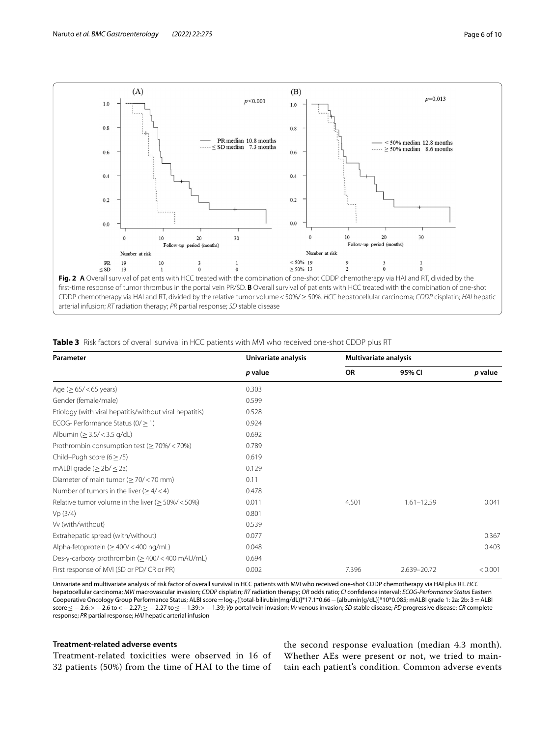**Fig. 2** **A** Overall survival of patients with HCC treated with the combination of one-shot CDDP chemotherapy via HAI and RT, divided by the first-time response of tumor thrombus in the portal vein PR/SD. **B** Overall survival of patients with HCC treated with the combination of one-shot CDDP chemotherapy via HAI and RT, divided by the relative tumor volume < 50%/ ≥ 50%. *HCC* hepatocellular carcinoma; *CDDP* cisplatin; *HAI* hepatic arterial infusion; *RT* radiation therapy; *PR* partial response; *SD* stable disease

**Table 3** Risk factors of overall survival in HCC patients with MVI who received one-shot CDDP plus RT

| Parameter | Univariate analysis | Multivariate analysis | | |
|---|---|---|---|---|
| | *p* value | OR | 95% CI | *p* value |
| Age (≥ 65/ < 65 years) | 0.303 | | | |
| Gender (female/male) | 0.599 | | | |
| Etiology (with viral hepatitis/without viral hepatitis) | 0.528 | | | |
| ECOG- Performance Status (0/ ≥ 1) | 0.924 | | | |
| Albumin (≥ 3.5/ < 3.5 g/dL) | 0.692 | | | |
| Prothrombin consumption test (≥ 70%/ < 70%) | 0.789 | | | |
| Child–Pugh score (6 ≥ /5) | 0.619 | | | |
| mALBI grade (≥ 2b/ ≤ 2a) | 0.129 | | | |
| Diameter of main tumor (≥ 70/ < 70 mm) | 0.11 | | | |
| Number of tumors in the liver (≥ 4/ < 4) | 0.478 | | | |
| Relative tumor volume in the liver (≥ 50%/ < 50%) | 0.011 | 4.501 | 1.61–12.59 | 0.041 |
| Vp (3/4) | 0.801 | | | |
| Vv (with/without) | 0.539 | | | |
| Extrahepatic spread (with/without) | 0.077 | | | 0.367 |
| Alpha-fetoprotein (≥ 400/ < 400 ng/mL) | 0.048 | | | 0.403 |
| Des-γ-carboxy prothrombin (≥ 400/ < 400 mAU/mL) | 0.694 | | | |
| First response of MVI (SD or PD/ CR or PR) | 0.002 | 7.396 | 2.639–20.72 | < 0.001 |

Univariate and multivariate analysis of risk factor of overall survival in HCC patients with MVI who received one-shot CDDP chemotherapy via HAI plus RT. *HCC* hepatocellular carcinoma; *MVI* macrovascular invasion; *CDDP* cisplatin; *RT* radiation therapy; *OR* odds ratio; *CI* confidence interval; *ECOG-Performance Status* Eastern Cooperative Oncology Group Performance Status; ALBI score = $\log_{10}$([total-bilirubin(mg/dL)]*17.1*0.66 − [albumin(g/dL)]*10*0.085; mALBI grade 1: 2a: 2b: 3 = ALBI score ≤ − 2.6: > − 2.6 to < − 2.27: ≥ − 2.27 to ≤ − 1.39: > − 1.39; *Vp* portal vein invasion; *Vv* venous invasion; *SD* stable disease; *PD* progressive disease; *CR* complete response; *PR* partial response; *HAI* hepatic arterial infusion

### Treatment-related adverse events

Treatment-related toxicities were observed in 16 of 32 patients (50%) from the time of HAI to the time of the second response evaluation (median 4.3 month). Whether AEs were present or not, we tried to maintain each patient's condition. Common adverse events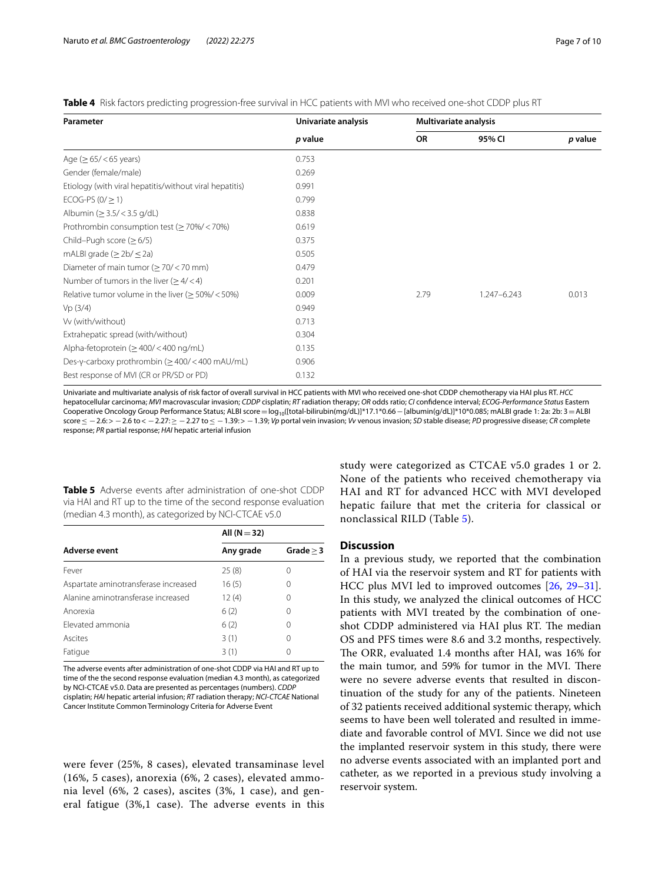**Table 4** Risk factors predicting progression-free survival in HCC patients with MVI who received one-shot CDDP plus RT

| Parameter | Univariate analysis | Multivariate analysis | | |
|---|---|---|---|---|
| | *p* value | OR | 95% CI | *p* value |
| Age (≥ 65/ < 65 years) | 0.753 | | | |
| Gender (female/male) | 0.269 | | | |
| Etiology (with viral hepatitis/without viral hepatitis) | 0.991 | | | |
| ECOG-PS (0/ ≥ 1) | 0.799 | | | |
| Albumin (≥ 3.5/ < 3.5 g/dL) | 0.838 | | | |
| Prothrombin consumption test (≥ 70%/ < 70%) | 0.619 | | | |
| Child–Pugh score (≥ 6/5) | 0.375 | | | |
| mALBI grade (≥ 2b/ ≤ 2a) | 0.505 | | | |
| Diameter of main tumor (≥ 70/ < 70 mm) | 0.479 | | | |
| Number of tumors in the liver (≥ 4/ < 4) | 0.201 | | | |
| Relative tumor volume in the liver (≥ 50%/ < 50%) | 0.009 | 2.79 | 1.247–6.243 | 0.013 |
| Vp (3/4) | 0.949 | | | |
| Vv (with/without) | 0.713 | | | |
| Extrahepatic spread (with/without) | 0.304 | | | |
| Alpha-fetoprotein (≥ 400/ < 400 ng/mL) | 0.135 | | | |
| Des-γ-carboxy prothrombin (≥ 400/ < 400 mAU/mL) | 0.906 | | | |
| Best response of MVI (CR or PR/SD or PD) | 0.132 | | | |

Univariate and multivariate analysis of risk factor of overall survival in HCC patients with MVI who received one-shot CDDP chemotherapy via HAI plus RT. *HCC* hepatocellular carcinoma; *MVI* macrovascular invasion; *CDDP* cisplatin; *RT* radiation therapy; *OR* odds ratio; *CI* confidence interval; *ECOG-Performance Status* Eastern Cooperative Oncology Group Performance Status; ALBI score = $\log_{10}$([total-bilirubin(mg/dL)]*17.1*0.66 − [albumin(g/dL)]*10*0.085; mALBI grade 1: 2a: 2b: 3 = ALBI score ≤ − 2.6: > − 2.6 to < − 2.27: ≥ − 2.27 to ≤ − 1.39: > − 1.39; *Vp* portal vein invasion; *Vv* venous invasion; *SD* stable disease; *PD* progressive disease; *CR* complete response; *PR* partial response; *HAI* hepatic arterial infusion

**Table 5** Adverse events after administration of one-shot CDDP via HAI and RT up to the time of the second response evaluation (median 4.3 month), as categorized by NCI-CTCAE v5.0

| Adverse event | All (N = 32) | |
|---|---|---|
| | Any grade | Grade ≥ 3 |
| Fever | 25 (8) | 0 |
| Aspartate aminotransferase increased | 16 (5) | 0 |
| Alanine aminotransferase increased | 12 (4) | 0 |
| Anorexia | 6 (2) | 0 |
| Elevated ammonia | 6 (2) | 0 |
| Ascites | 3 (1) | 0 |
| Fatigue | 3 (1) | 0 |

The adverse events after administration of one-shot CDDP via HAI and RT up to time of the the second response evaluation (median 4.3 month), as categorized by NCI-CTCAE v5.0. Data are presented as percentages (numbers). *CDDP* cisplatin; *HAI* hepatic arterial infusion; *RT* radiation therapy; *NCI-CTCAE* National Cancer Institute Common Terminology Criteria for Adverse Event

were fever (25%, 8 cases), elevated transaminase level (16%, 5 cases), anorexia (6%, 2 cases), elevated ammonia level (6%, 2 cases), ascites (3%, 1 case), and general fatigue (3%,1 case). The adverse events in this study were categorized as CTCAE v5.0 grades 1 or 2. None of the patients who received chemotherapy via HAI and RT for advanced HCC with MVI developed hepatic failure that met the criteria for classical or nonclassical RILD (Table 5).

## Discussion

In a previous study, we reported that the combination of HAI via the reservoir system and RT for patients with HCC plus MVI led to improved outcomes [26, 29–31]. In this study, we analyzed the clinical outcomes of HCC patients with MVI treated by the combination of one-shot CDDP administered via HAI plus RT. The median OS and PFS times were 8.6 and 3.2 months, respectively. The ORR, evaluated 1.4 months after HAI, was 16% for the main tumor, and 59% for tumor in the MVI. There were no severe adverse events that resulted in discontinuation of the study for any of the patients. Nineteen of 32 patients received additional systemic therapy, which seems to have been well tolerated and resulted in immediate and favorable control of MVI. Since we did not use the implanted reservoir system in this study, there were no adverse events associated with an implanted port and catheter, as we reported in a previous study involving a reservoir system.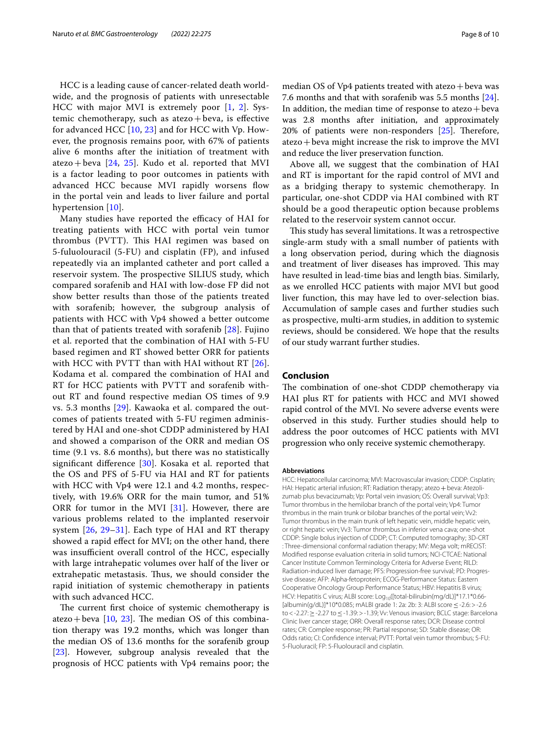HCC is a leading cause of cancer-related death worldwide, and the prognosis of patients with unresectable HCC with major MVI is extremely poor [1, 2]. Systemic chemotherapy, such as atezo + beva, is effective for advanced HCC [10, 23] and for HCC with Vp. However, the prognosis remains poor, with 67% of patients alive 6 months after the initiation of treatment with atezo + beva [24, 25]. Kudo et al. reported that MVI is a factor leading to poor outcomes in patients with advanced HCC because MVI rapidly worsens flow in the portal vein and leads to liver failure and portal hypertension [10].

Many studies have reported the efficacy of HAI for treating patients with HCC with portal vein tumor thrombus (PVTT). This HAI regimen was based on 5-fuluolouracil (5-FU) and cisplatin (FP), and infused repeatedly via an implanted catheter and port called a reservoir system. The prospective SILIUS study, which compared sorafenib and HAI with low-dose FP did not show better results than those of the patients treated with sorafenib; however, the subgroup analysis of patients with HCC with Vp4 showed a better outcome than that of patients treated with sorafenib [28]. Fujino et al. reported that the combination of HAI with 5-FU based regimen and RT showed better ORR for patients with HCC with PVTT than with HAI without RT [26]. Kodama et al. compared the combination of HAI and RT for HCC patients with PVTT and sorafenib without RT and found respective median OS times of 9.9 vs. 5.3 months [29]. Kawaoka et al. compared the outcomes of patients treated with 5-FU regimen administered by HAI and one-shot CDDP administered by HAI and showed a comparison of the ORR and median OS time (9.1 vs. 8.6 months), but there was no statistically significant difference [30]. Kosaka et al. reported that the OS and PFS of 5-FU via HAI and RT for patients with HCC with Vp4 were 12.1 and 4.2 months, respectively, with 19.6% ORR for the main tumor, and 51% ORR for tumor in the MVI [31]. However, there are various problems related to the implanted reservoir system [26, 29–31]. Each type of HAI and RT therapy showed a rapid effect for MVI; on the other hand, there was insufficient overall control of the HCC, especially with large intrahepatic volumes over half of the liver or extrahepatic metastasis. Thus, we should consider the rapid initiation of systemic chemotherapy in patients with such advanced HCC.

The current first choice of systemic chemotherapy is atezo + beva [10, 23]. The median OS of this combination therapy was 19.2 months, which was longer than the median OS of 13.6 months for the sorafenib group [23]. However, subgroup analysis revealed that the prognosis of HCC patients with Vp4 remains poor; the median OS of Vp4 patients treated with atezo + beva was 7.6 months and that with sorafenib was 5.5 months [24]. In addition, the median time of response to atezo + beva was 2.8 months after initiation, and approximately 20% of patients were non-responders [25]. Therefore, atezo + beva might increase the risk to improve the MVI and reduce the liver preservation function.

Above all, we suggest that the combination of HAI and RT is important for the rapid control of MVI and as a bridging therapy to systemic chemotherapy. In particular, one-shot CDDP via HAI combined with RT should be a good therapeutic option because problems related to the reservoir system cannot occur.

This study has several limitations. It was a retrospective single-arm study with a small number of patients with a long observation period, during which the diagnosis and treatment of liver diseases has improved. This may have resulted in lead-time bias and length bias. Similarly, as we enrolled HCC patients with major MVI but good liver function, this may have led to over-selection bias. Accumulation of sample cases and further studies such as prospective, multi-arm studies, in addition to systemic reviews, should be considered. We hope that the results of our study warrant further studies.

## Conclusion

The combination of one-shot CDDP chemotherapy via HAI plus RT for patients with HCC and MVI showed rapid control of the MVI. No severe adverse events were observed in this study. Further studies should help to address the poor outcomes of HCC patients with MVI progression who only receive systemic chemotherapy.

#### Abbreviations

HCC: Hepatocellular carcinoma; MVI: Macrovascular invasion; CDDP: Cisplatin; HAI: Hepatic arterial infusion; RT: Radiation therapy; atezo + beva: Atezolizumab plus bevacizumab; Vp: Portal vein invasion; OS: Overall survival; Vp3: Tumor thrombus in the hemilobar branch of the portal vein; Vp4: Tumor thrombus in the main trunk or bilobar branches of the portal vein; Vv2: Tumor thrombus in the main trunk of left hepatic vein, middle hepatic vein, or right hepatic vein; Vv3: Tumor thrombus in inferior vena cava; one-shot CDDP: Single bolus injection of CDDP; CT: Computed tomography; 3D-CRT : Three-dimensional conformal radiation therapy; MV: Mega volt; mRECIST: Modified response evaluation criteria in solid tumors; NCI-CTCAE: National Cancer Institute Common Terminology Criteria for Adverse Event; RILD: Radiation-induced liver damage; PFS: Progression-free survival; PD: Progressive disease; AFP: Alpha-fetoprotein; ECOG-Performance Status: Eastern Cooperative Oncology Group Performance Status; HBV: Hepatitis B virus; HCV: Hepatitis C virus; ALBI score: $\text{Log}_{10}$([total-bilirubin(mg/dL)]*17.1*0.66-[albumin(g/dL)]*10*0.085; mALBI grade 1: 2a: 2b: 3: ALBI score ≤ -2.6: > -2.6 to < -2.27: ≥ -2.27 to ≤ -1.39: > -1.39; Vv: Venous invasion; BCLC stage: Barcelona Clinic liver cancer stage; ORR: Overall response rates; DCR: Disease control rates; CR: Complee response; PR: Partial response; SD: Stable disease; OR: Odds ratio; CI: Confidence interval; PVTT: Portal vein tumor thrombus; 5-FU: 5-Fluolouracil; FP: 5-Fluolouracil and cisplatin.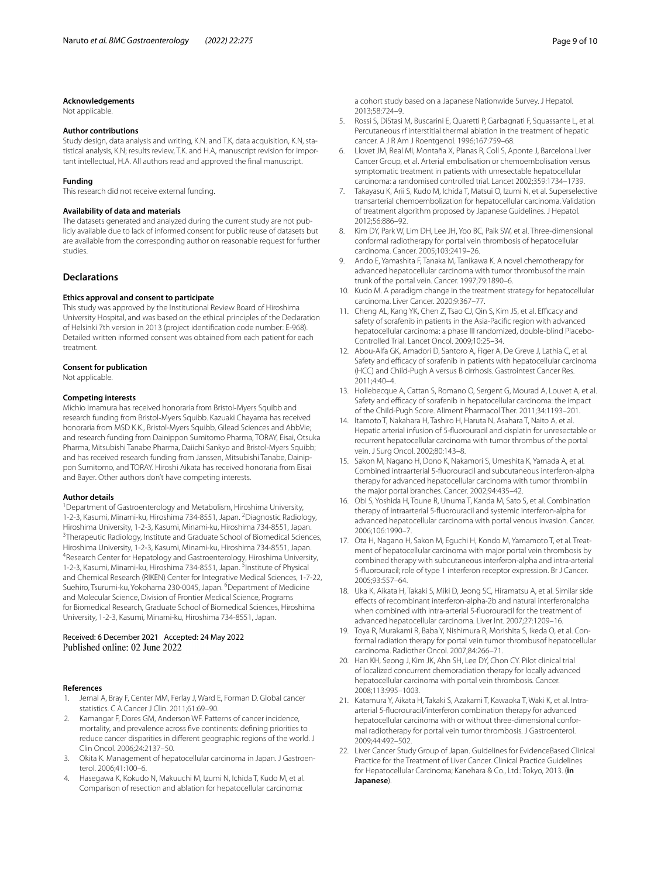### Acknowledgements

Not applicable.

### Author contributions

Study design, data analysis and writing, K.N. and T.K, data acquisition, K.N, statistical analysis, K.N; results review, T.K. and H.A, manuscript revision for important intellectual, H.A. All authors read and approved the final manuscript.

### Funding

This research did not receive external funding.

### Availability of data and materials

The datasets generated and analyzed during the current study are not publicly available due to lack of informed consent for public reuse of datasets but are available from the corresponding author on reasonable request for further studies.

## Declarations

### Ethics approval and consent to participate

This study was approved by the Institutional Review Board of Hiroshima University Hospital, and was based on the ethical principles of the Declaration of Helsinki 7th version in 2013 (project identification code number: E-968). Detailed written informed consent was obtained from each patient for each treatment.

### Consent for publication

Not applicable.

### Competing interests

Michio Imamura has received honoraria from Bristol-Myers Squibb and research funding from Bristol-Myers Squibb. Kazuaki Chayama has received honoraria from MSD K.K., Bristol-Myers Squibb, Gilead Sciences and AbbVie; and research funding from Dainippon Sumitomo Pharma, TORAY, Eisai, Otsuka Pharma, Mitsubishi Tanabe Pharma, Daiichi Sankyo and Bristol-Myers Squibb; and has received research funding from Janssen, Mitsubishi Tanabe, Dainippon Sumitomo, and TORAY. Hiroshi Aikata has received honoraria from Eisai and Bayer. Other authors don't have competing interests.

### Author details

[1]Department of Gastroenterology and Metabolism, Hiroshima University, 1-2-3, Kasumi, Minami-ku, Hiroshima 734-8551, Japan. [2]Diagnostic Radiology, Hiroshima University, 1-2-3, Kasumi, Minami-ku, Hiroshima 734-8551, Japan. [3]Therapeutic Radiology, Institute and Graduate School of Biomedical Sciences, Hiroshima University, 1-2-3, Kasumi, Minami-ku, Hiroshima 734-8551, Japan. [4]Research Center for Hepatology and Gastroenterology, Hiroshima University, 1-2-3, Kasumi, Minami-ku, Hiroshima 734-8551, Japan. [5]Institute of Physical and Chemical Research (RIKEN) Center for Integrative Medical Sciences, 1-7-22, Suehiro, Tsurumi-ku, Yokohama 230-0045, Japan. [6]Department of Medicine and Molecular Science, Division of Frontier Medical Science, Programs for Biomedical Research, Graduate School of Biomedical Sciences, Hiroshima University, 1-2-3, Kasumi, Minami-ku, Hiroshima 734-8551, Japan.

Received: 6 December 2021 Accepted: 24 May 2022
Published online: 02 June 2022

### References

1. Jemal A, Bray F, Center MM, Ferlay J, Ward E, Forman D. Global cancer statistics. C A Cancer J Clin. 2011;61:69–90.
2. Kamangar F, Dores GM, Anderson WF. Patterns of cancer incidence, mortality, and prevalence across five continents: defining priorities to reduce cancer disparities in different geographic regions of the world. J Clin Oncol. 2006;24:2137–50.
3. Okita K. Management of hepatocellular carcinoma in Japan. J Gastroenterol. 2006;41:100–6.
4. Hasegawa K, Kokudo N, Makuuchi M, Izumi N, Ichida T, Kudo M, et al. Comparison of resection and ablation for hepatocellular carcinoma: a cohort study based on a Japanese Nationwide Survey. J Hepatol. 2013;58:724–9.
5. Rossi S, DiStasi M, Buscarini E, Quaretti P, Garbagnati F, Squassante L, et al. Percutaneous rf interstitial thermal ablation in the treatment of hepatic cancer. A J R Am J Roentgenol. 1996;167:759–68.
6. Llovet JM, Real MI, Montaña X, Planas R, Coll S, Aponte J, Barcelona Liver Cancer Group, et al. Arterial embolisation or chemoembolisation versus symptomatic treatment in patients with unresectable hepatocellular carcinoma: a randomised controlled trial. Lancet 2002;359:1734–1739.
7. Takayasu K, Arii S, Kudo M, Ichida T, Matsui O, Izumi N, et al. Superselective transarterial chemoembolization for hepatocellular carcinoma. Validation of treatment algorithm proposed by Japanese Guidelines. J Hepatol. 2012;56:886–92.
8. Kim DY, Park W, Lim DH, Lee JH, Yoo BC, Paik SW, et al. Three-dimensional conformal radiotherapy for portal vein thrombosis of hepatocellular carcinoma. Cancer. 2005;103:2419–26.
9. Ando E, Yamashita F, Tanaka M, Tanikawa K. A novel chemotherapy for advanced hepatocellular carcinoma with tumor thrombusof the main trunk of the portal vein. Cancer. 1997;79:1890–6.
10. Kudo M. A paradigm change in the treatment strategy for hepatocellular carcinoma. Liver Cancer. 2020;9:367–77.
11. Cheng AL, Kang YK, Chen Z, Tsao CJ, Qin S, Kim JS, et al. Efficacy and safety of sorafenib in patients in the Asia-Pacific region with advanced hepatocellular carcinoma: a phase III randomized, double-blind Placebo-Controlled Trial. Lancet Oncol. 2009;10:25–34.
12. Abou-Alfa GK, Amadori D, Santoro A, Figer A, De Greve J, Lathia C, et al. Safety and efficacy of sorafenib in patients with hepatocellular carcinoma (HCC) and Child-Pugh A versus B cirrhosis. Gastrointest Cancer Res. 2011;4:40–4.
13. Hollebecque A, Cattan S, Romano O, Sergent G, Mourad A, Louvet A, et al. Safety and efficacy of sorafenib in hepatocellular carcinoma: the impact of the Child-Pugh Score. Aliment Pharmacol Ther. 2011;34:1193–201.
14. Itamoto T, Nakahara H, Tashiro H, Haruta N, Asahara T, Naito A, et al. Hepatic arterial infusion of 5-fluorouracil and cisplatin for unresectable or recurrent hepatocellular carcinoma with tumor thrombus of the portal vein. J Surg Oncol. 2002;80:143–8.
15. Sakon M, Nagano H, Dono K, Nakamori S, Umeshita K, Yamada A, et al. Combined intraarterial 5-fluorouracil and subcutaneous interferon-alpha therapy for advanced hepatocellular carcinoma with tumor thrombi in the major portal branches. Cancer. 2002;94:435–42.
16. Obi S, Yoshida H, Toune R, Unuma T, Kanda M, Sato S, et al. Combination therapy of intraarterial 5-fluorouracil and systemic interferon-alpha for advanced hepatocellular carcinoma with portal venous invasion. Cancer. 2006;106:1990–7.
17. Ota H, Nagano H, Sakon M, Eguchi H, Kondo M, Yamamoto T, et al. Treatment of hepatocellular carcinoma with major portal vein thrombosis by combined therapy with subcutaneous interferon-alpha and intra-arterial 5-fluorouracil; role of type 1 interferon receptor expression. Br J Cancer. 2005;93:557–64.
18. Uka K, Aikata H, Takaki S, Miki D, Jeong SC, Hiramatsu A, et al. Similar side effects of recombinant interferon-alpha-2b and natural interferonalpha when combined with intra-arterial 5-fluorouracil for the treatment of advanced hepatocellular carcinoma. Liver Int. 2007;27:1209–16.
19. Toya R, Murakami R, Baba Y, Nishimura R, Morishita S, Ikeda O, et al. Conformal radiation therapy for portal vein tumor thrombusof hepatocellular carcinoma. Radiother Oncol. 2007;84:266–71.
20. Han KH, Seong J, Kim JK, Ahn SH, Lee DY, Chon CY. Pilot clinical trial of localized concurrent chemoradiation therapy for locally advanced hepatocellular carcinoma with portal vein thrombosis. Cancer. 2008;113:995–1003.
21. Katamura Y, Aikata H, Takaki S, Azakami T, Kawaoka T, Waki K, et al. Intra-arterial 5-fluorouracil/interferon combination therapy for advanced hepatocellular carcinoma with or without three-dimensional conformal radiotherapy for portal vein tumor thrombosis. J Gastroenterol. 2009;44:492–502.
22. Liver Cancer Study Group of Japan. Guidelines for EvidenceBased Clinical Practice for the Treatment of Liver Cancer. Clinical Practice Guidelines for Hepatocellular Carcinoma; Kanehara & Co., Ltd.: Tokyo, 2013. (**in Japanese**).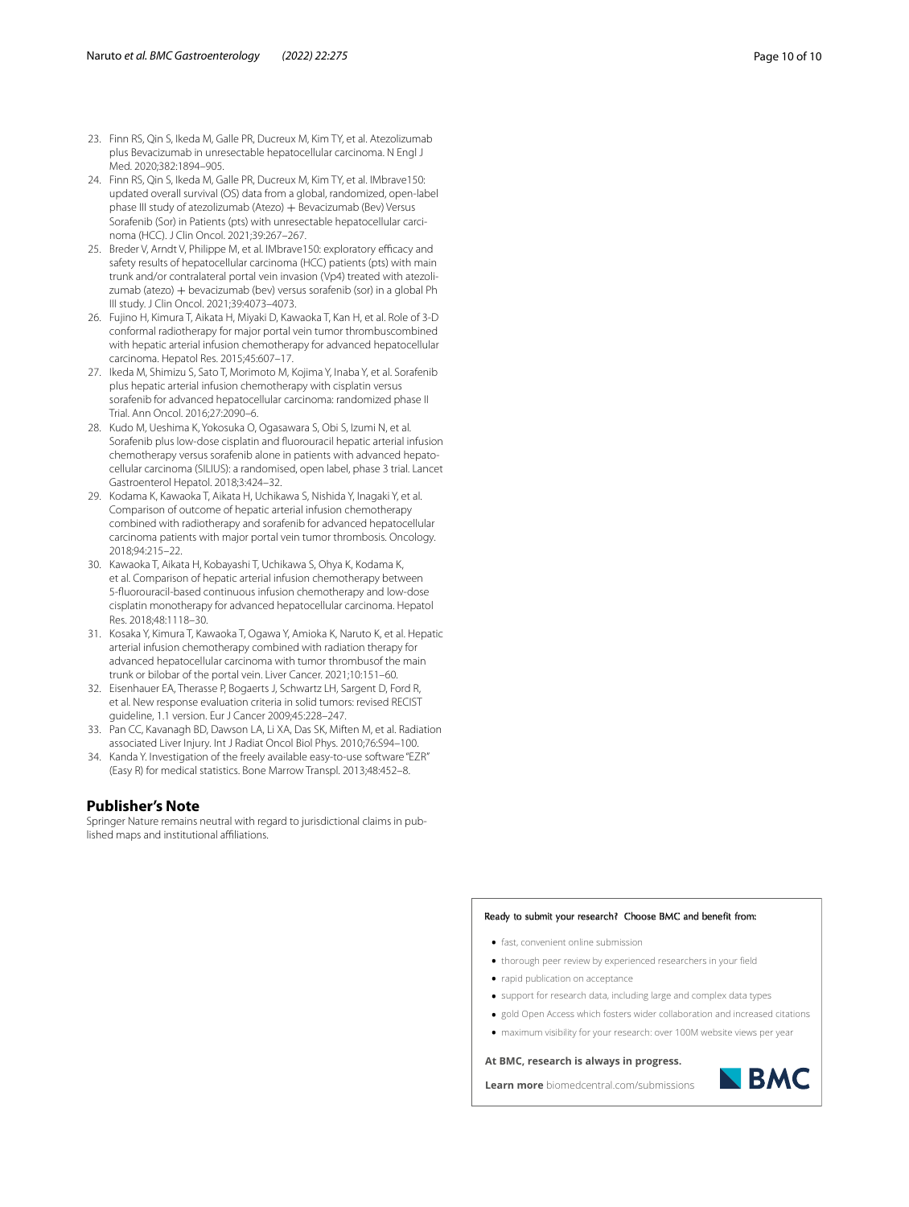23. Finn RS, Qin S, Ikeda M, Galle PR, Ducreux M, Kim TY, et al. Atezolizumab plus Bevacizumab in unresectable hepatocellular carcinoma. N Engl J Med. 2020;382:1894–905.
24. Finn RS, Qin S, Ikeda M, Galle PR, Ducreux M, Kim TY, et al. IMbrave150: updated overall survival (OS) data from a global, randomized, open-label phase III study of atezolizumab (Atezo) + Bevacizumab (Bev) Versus Sorafenib (Sor) in Patients (pts) with unresectable hepatocellular carcinoma (HCC). J Clin Oncol. 2021;39:267–267.
25. Breder V, Arndt V, Philippe M, et al. IMbrave150: exploratory efficacy and safety results of hepatocellular carcinoma (HCC) patients (pts) with main trunk and/or contralateral portal vein invasion (Vp4) treated with atezolizumab (atezo) + bevacizumab (bev) versus sorafenib (sor) in a global Ph III study. J Clin Oncol. 2021;39:4073–4073.
26. Fujino H, Kimura T, Aikata H, Miyaki D, Kawaoka T, Kan H, et al. Role of 3-D conformal radiotherapy for major portal vein tumor thrombuscombined with hepatic arterial infusion chemotherapy for advanced hepatocellular carcinoma. Hepatol Res. 2015;45:607–17.
27. Ikeda M, Shimizu S, Sato T, Morimoto M, Kojima Y, Inaba Y, et al. Sorafenib plus hepatic arterial infusion chemotherapy with cisplatin versus sorafenib for advanced hepatocellular carcinoma: randomized phase II Trial. Ann Oncol. 2016;27:2090–6.
28. Kudo M, Ueshima K, Yokosuka O, Ogasawara S, Obi S, Izumi N, et al. Sorafenib plus low-dose cisplatin and fluorouracil hepatic arterial infusion chemotherapy versus sorafenib alone in patients with advanced hepatocellular carcinoma (SILIUS): a randomised, open label, phase 3 trial. Lancet Gastroenterol Hepatol. 2018;3:424–32.
29. Kodama K, Kawaoka T, Aikata H, Uchikawa S, Nishida Y, Inagaki Y, et al. Comparison of outcome of hepatic arterial infusion chemotherapy combined with radiotherapy and sorafenib for advanced hepatocellular carcinoma patients with major portal vein tumor thrombosis. Oncology. 2018;94:215–22.
30. Kawaoka T, Aikata H, Kobayashi T, Uchikawa S, Ohya K, Kodama K, et al. Comparison of hepatic arterial infusion chemotherapy between 5-fluorouracil-based continuous infusion chemotherapy and low-dose cisplatin monotherapy for advanced hepatocellular carcinoma. Hepatol Res. 2018;48:1118–30.
31. Kosaka Y, Kimura T, Kawaoka T, Ogawa Y, Amioka K, Naruto K, et al. Hepatic arterial infusion chemotherapy combined with radiation therapy for advanced hepatocellular carcinoma with tumor thrombusof the main trunk or bilobar of the portal vein. Liver Cancer. 2021;10:151–60.
32. Eisenhauer EA, Therasse P, Bogaerts J, Schwartz LH, Sargent D, Ford R, et al. New response evaluation criteria in solid tumors: revised RECIST guideline, 1.1 version. Eur J Cancer 2009;45:228–247.
33. Pan CC, Kavanagh BD, Dawson LA, Li XA, Das SK, Miften M, et al. Radiation associated Liver Injury. Int J Radiat Oncol Biol Phys. 2010;76:S94–100.
34. Kanda Y. Investigation of the freely available easy-to-use software "EZR" (Easy R) for medical statistics. Bone Marrow Transpl. 2013;48:452–8.

## Publisher's Note

Springer Nature remains neutral with regard to jurisdictional claims in published maps and institutional affiliations.

Ready to submit your research? Choose BMC and benefit from:

- fast, convenient online submission
- thorough peer review by experienced researchers in your field
- rapid publication on acceptance
- support for research data, including large and complex data types
- gold Open Access which fosters wider collaboration and increased citations
- maximum visibility for your research: over 100M website views per year

**At BMC, research is always in progress.**

**Learn more** biomedcentral.com/submissions